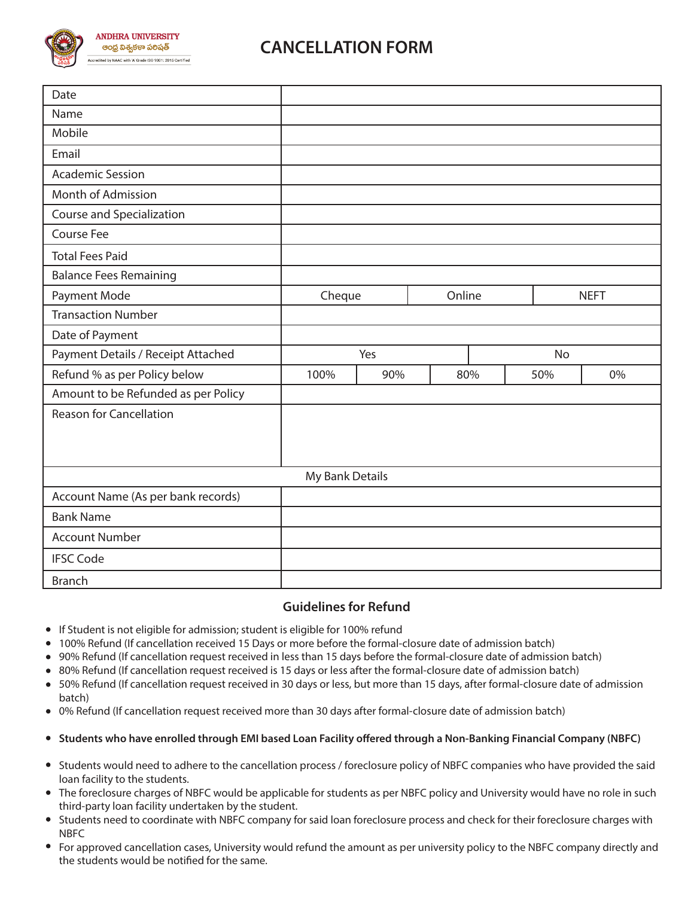ANDHRA UNIVERSITY

ఆంధ్ర విశ్వకళా పరిషత్

Accredited by NAAC with 'A' Grade ISO 9001: 2015 Certified

# CANCELLATION FORM

| | | | | | |
|---|---|---|---|---|---|
| Date | | | | | |
| Name | | | | | |
| Mobile | | | | | |
| Email | | | | | |
| Academic Session | | | | | |
| Month of Admission | | | | | |
| Course and Specialization | | | | | |
| Course Fee | | | | | |
| Total Fees Paid | | | | | |
| Balance Fees Remaining | | | | | |
| Payment Mode | Cheque | Online | NEFT | | |
| Transaction Number | | | | | |
| Date of Payment | | | | | |
| Payment Details / Receipt Attached | Yes | No | | | |
| Refund % as per Policy below | 100% | 90% | 80% | 50% | 0% |
| Amount to be Refunded as per Policy | | | | | |
| Reason for Cancellation | | | | | |
| My Bank Details | | | | | |
| Account Name (As per bank records) | | | | | |
| Bank Name | | | | | |
| Account Number | | | | | |
| IFSC Code | | | | | |
| Branch | | | | | |

## Guidelines for Refund

- If Student is not eligible for admission; student is eligible for 100% refund
- 100% Refund (If cancellation received 15 Days or more before the formal-closure date of admission batch)
- 90% Refund (If cancellation request received in less than 15 days before the formal-closure date of admission batch)
- 80% Refund (If cancellation request received is 15 days or less after the formal-closure date of admission batch)
- 50% Refund (If cancellation request received in 30 days or less, but more than 15 days, after formal-closure date of admission batch)
- 0% Refund (If cancellation request received more than 30 days after formal-closure date of admission batch)

- **Students who have enrolled through EMI based Loan Facility offered through a Non-Banking Financial Company (NBFC)**

- Students would need to adhere to the cancellation process / foreclosure policy of NBFC companies who have provided the said loan facility to the students.
- The foreclosure charges of NBFC would be applicable for students as per NBFC policy and University would have no role in such third-party loan facility undertaken by the student.
- Students need to coordinate with NBFC company for said loan foreclosure process and check for their foreclosure charges with NBFC
- For approved cancellation cases, University would refund the amount as per university policy to the NBFC company directly and the students would be notified for the same.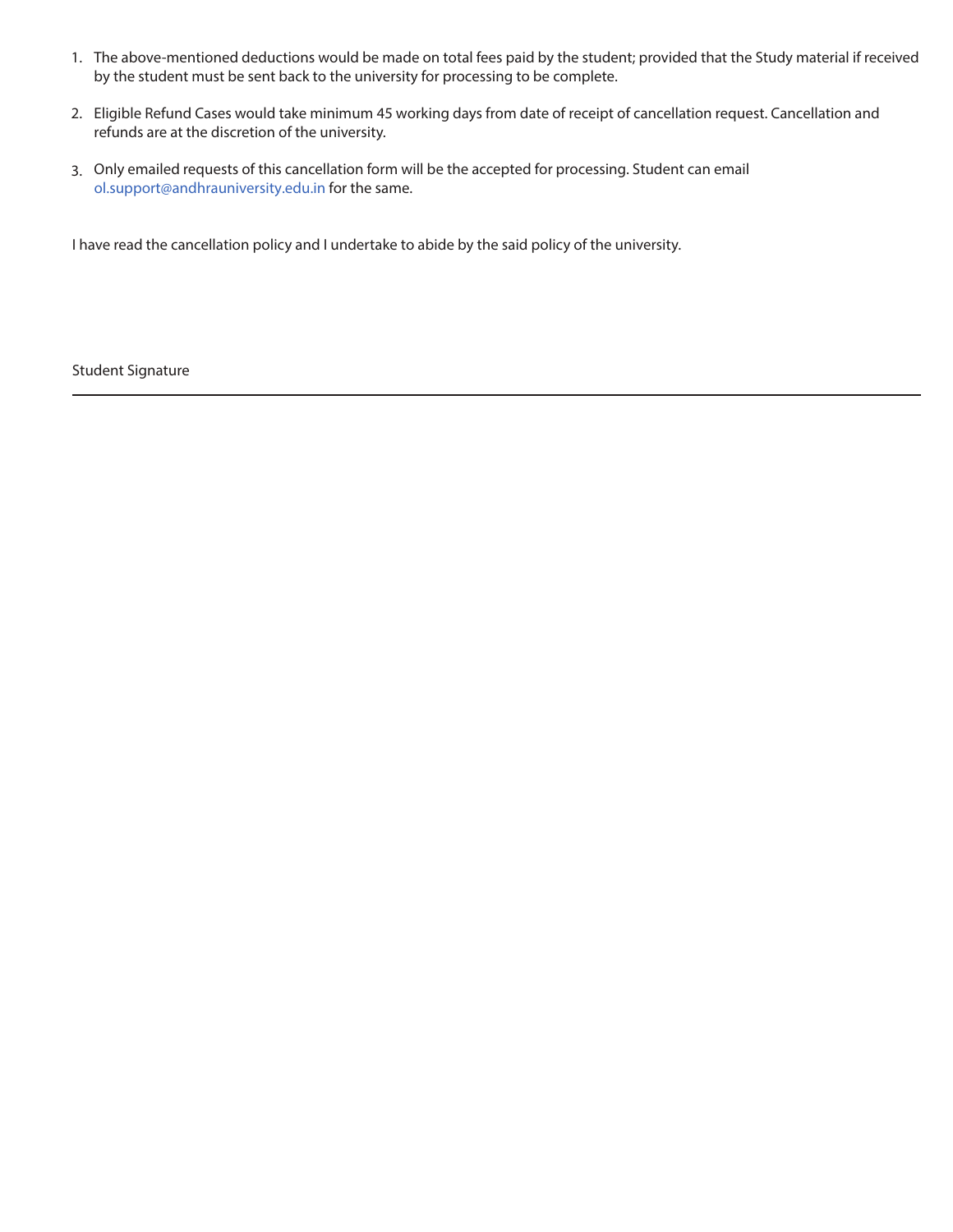1. The above-mentioned deductions would be made on total fees paid by the student; provided that the Study material if received by the student must be sent back to the university for processing to be complete.

2. Eligible Refund Cases would take minimum 45 working days from date of receipt of cancellation request. Cancellation and refunds are at the discretion of the university.

3. Only emailed requests of this cancellation form will be the accepted for processing. Student can email ol.support@andhrauniversity.edu.in for the same.

I have read the cancellation policy and I undertake to abide by the said policy of the university.

Student Signature